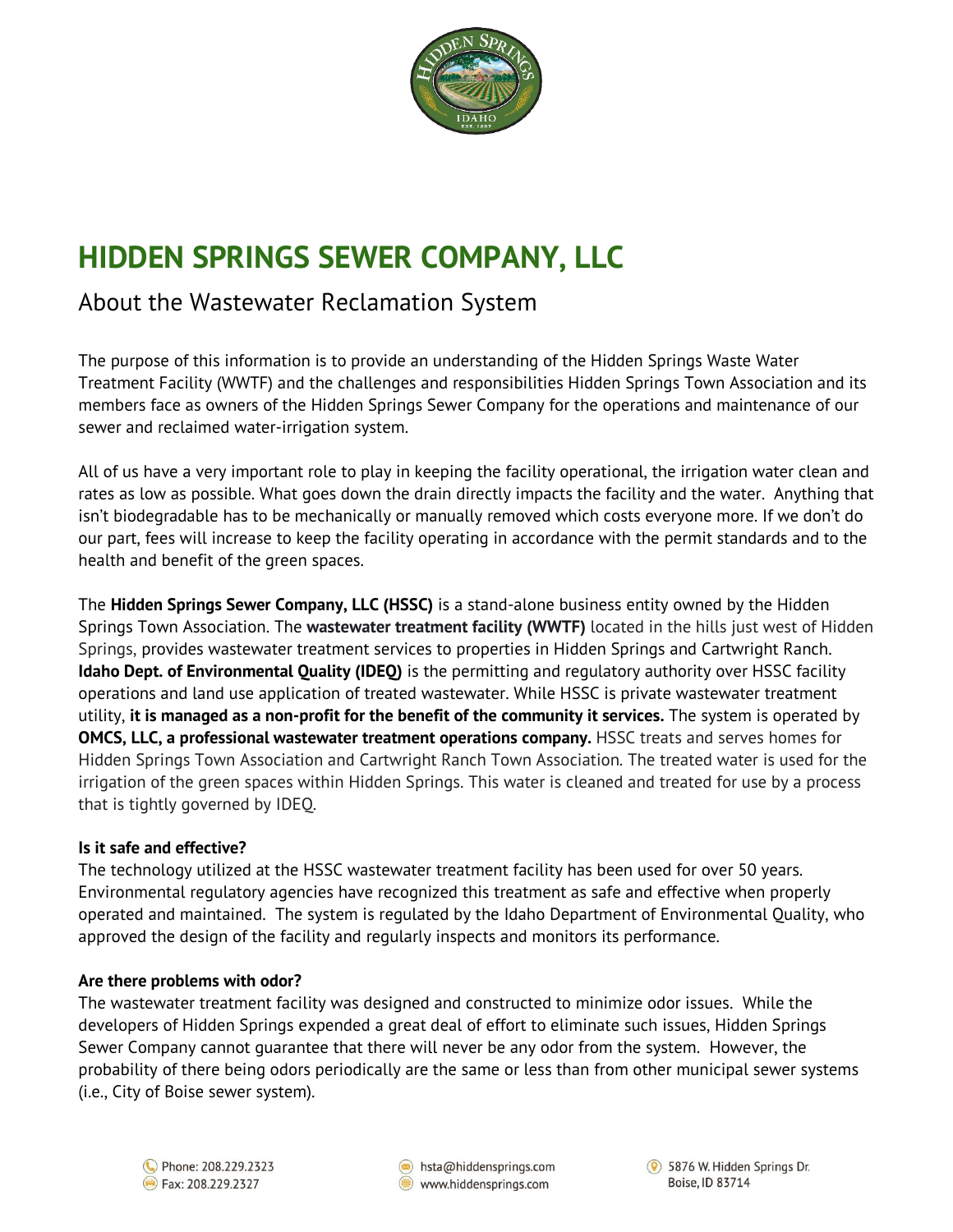# HIDDEN SPRINGS SEWER COMPANY, LLC

## About the Wastewater Reclamation System

The purpose of this information is to provide an understanding of the Hidden Springs Waste Water Treatment Facility (WWTF) and the challenges and responsibilities Hidden Springs Town Association and its members face as owners of the Hidden Springs Sewer Company for the operations and maintenance of our sewer and reclaimed water-irrigation system.

All of us have a very important role to play in keeping the facility operational, the irrigation water clean and rates as low as possible. What goes down the drain directly impacts the facility and the water. Anything that isn't biodegradable has to be mechanically or manually removed which costs everyone more. If we don't do our part, fees will increase to keep the facility operating in accordance with the permit standards and to the health and benefit of the green spaces.

The **Hidden Springs Sewer Company, LLC (HSSC)** is a stand-alone business entity owned by the Hidden Springs Town Association. The **wastewater treatment facility (WWTF)** located in the hills just west of Hidden Springs, provides wastewater treatment services to properties in Hidden Springs and Cartwright Ranch. **Idaho Dept. of Environmental Quality (IDEQ)** is the permitting and regulatory authority over HSSC facility operations and land use application of treated wastewater. While HSSC is private wastewater treatment utility, **it is managed as a non-profit for the benefit of the community it services.** The system is operated by **OMCS, LLC, a professional wastewater treatment operations company.** HSSC treats and serves homes for Hidden Springs Town Association and Cartwright Ranch Town Association. The treated water is used for the irrigation of the green spaces within Hidden Springs. This water is cleaned and treated for use by a process that is tightly governed by IDEQ.

**Is it safe and effective?**

The technology utilized at the HSSC wastewater treatment facility has been used for over 50 years. Environmental regulatory agencies have recognized this treatment as safe and effective when properly operated and maintained. The system is regulated by the Idaho Department of Environmental Quality, who approved the design of the facility and regularly inspects and monitors its performance.

**Are there problems with odor?**

The wastewater treatment facility was designed and constructed to minimize odor issues. While the developers of Hidden Springs expended a great deal of effort to eliminate such issues, Hidden Springs Sewer Company cannot guarantee that there will never be any odor from the system. However, the probability of there being odors periodically are the same or less than from other municipal sewer systems (i.e., City of Boise sewer system).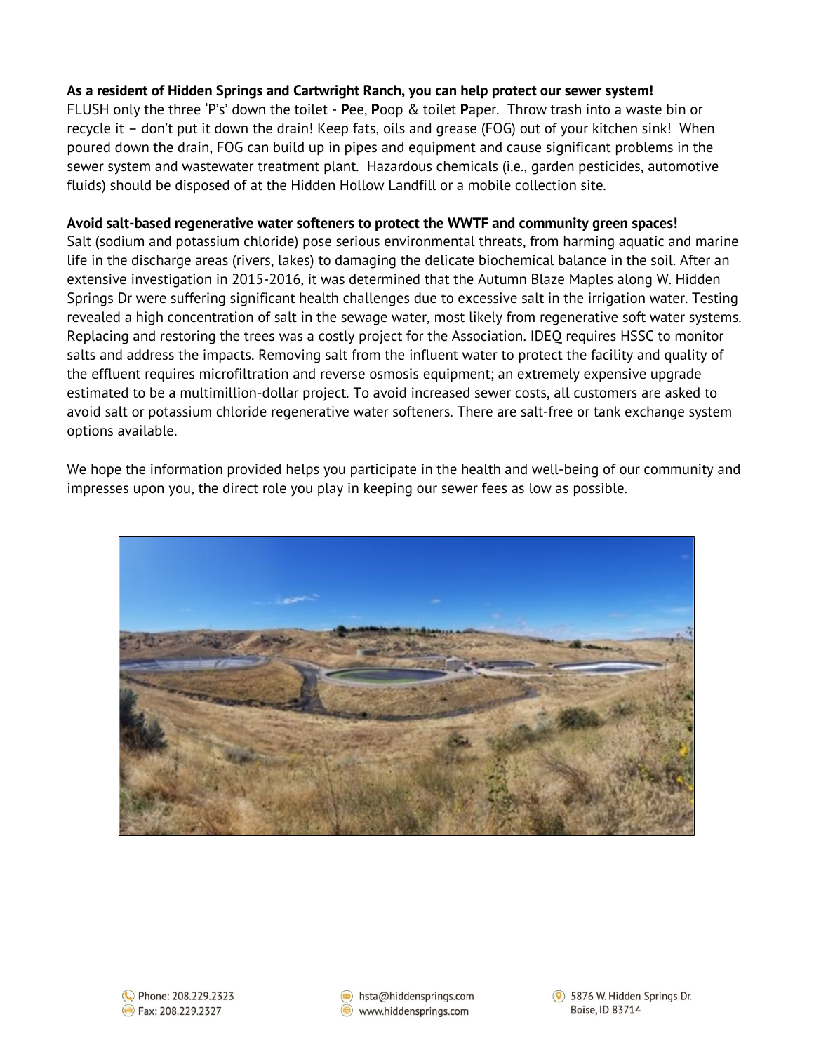**As a resident of Hidden Springs and Cartwright Ranch, you can help protect our sewer system!**

FLUSH only the three 'P's' down the toilet - **P**ee, **P**oop & toilet **P**aper. Throw trash into a waste bin or recycle it – don't put it down the drain! Keep fats, oils and grease (FOG) out of your kitchen sink! When poured down the drain, FOG can build up in pipes and equipment and cause significant problems in the sewer system and wastewater treatment plant. Hazardous chemicals (i.e., garden pesticides, automotive fluids) should be disposed of at the Hidden Hollow Landfill or a mobile collection site.

**Avoid salt-based regenerative water softeners to protect the WWTF and community green spaces!**

Salt (sodium and potassium chloride) pose serious environmental threats, from harming aquatic and marine life in the discharge areas (rivers, lakes) to damaging the delicate biochemical balance in the soil. After an extensive investigation in 2015-2016, it was determined that the Autumn Blaze Maples along W. Hidden Springs Dr were suffering significant health challenges due to excessive salt in the irrigation water. Testing revealed a high concentration of salt in the sewage water, most likely from regenerative soft water systems. Replacing and restoring the trees was a costly project for the Association. IDEQ requires HSSC to monitor salts and address the impacts. Removing salt from the influent water to protect the facility and quality of the effluent requires microfiltration and reverse osmosis equipment; an extremely expensive upgrade estimated to be a multimillion-dollar project. To avoid increased sewer costs, all customers are asked to avoid salt or potassium chloride regenerative water softeners. There are salt-free or tank exchange system options available.

We hope the information provided helps you participate in the health and well-being of our community and impresses upon you, the direct role you play in keeping our sewer fees as low as possible.

Phone: 208.229.2323
Fax: 208.229.2327

hsta@hiddensprings.com
www.hiddensprings.com

5876 W. Hidden Springs Dr.
Boise, ID 83714